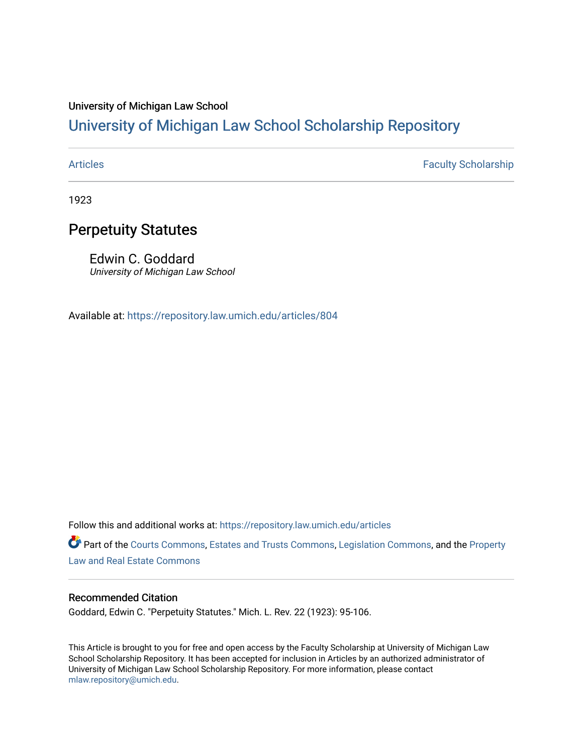University of Michigan Law School

# University of Michigan Law School Scholarship Repository

Articles | Faculty Scholarship

1923

## Perpetuity Statutes

Edwin C. Goddard
*University of Michigan Law School*

Available at: https://repository.law.umich.edu/articles/804

Follow this and additional works at: https://repository.law.umich.edu/articles

Part of the Courts Commons, Estates and Trusts Commons, Legislation Commons, and the Property Law and Real Estate Commons

### Recommended Citation

Goddard, Edwin C. "Perpetuity Statutes." Mich. L. Rev. 22 (1923): 95-106.

This Article is brought to you for free and open access by the Faculty Scholarship at University of Michigan Law School Scholarship Repository. It has been accepted for inclusion in Articles by an authorized administrator of University of Michigan Law School Scholarship Repository. For more information, please contact mlaw.repository@umich.edu.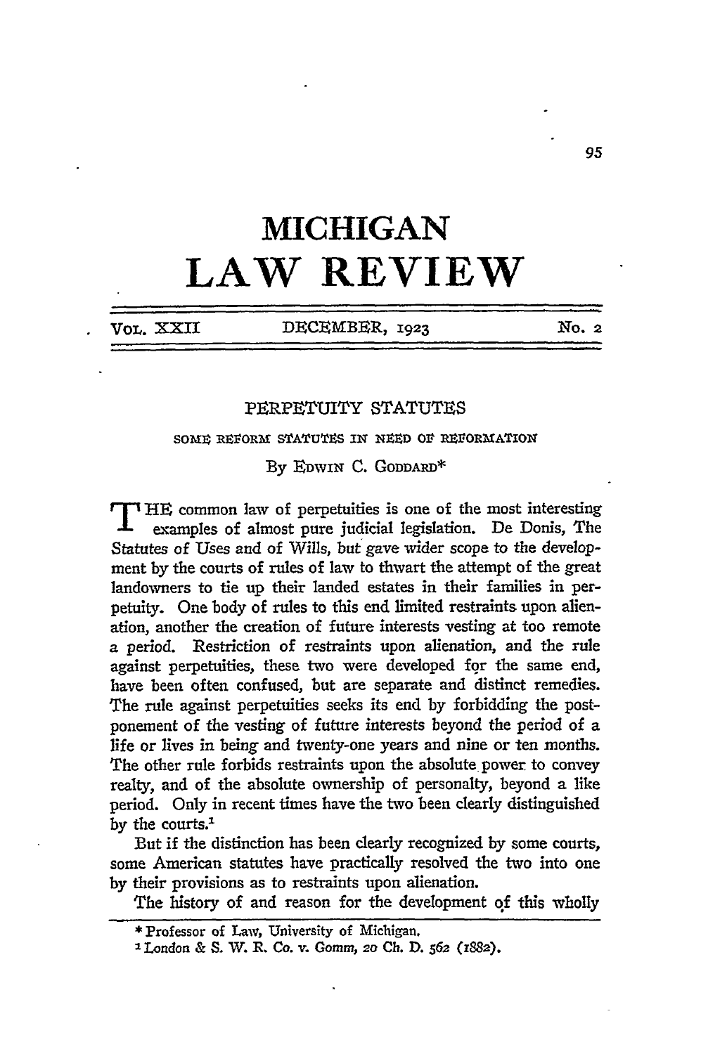# MICHIGAN LAW REVIEW

## PERPETUITY STATUTES

### SOME REFORM STATUTES IN NEED OF REFORMATION

By EDWIN C. GODDARD*

THE common law of perpetuities is one of the most interesting examples of almost pure judicial legislation. De Donis, The Statutes of Uses and of Wills, but gave wider scope to the development by the courts of rules of law to thwart the attempt of the great landowners to tie up their landed estates in their families in perpetuity. One body of rules to this end limited restraints upon alienation, another the creation of future interests vesting at too remote a period. Restriction of restraints upon alienation, and the rule against perpetuities, these two were developed for the same end, have been often confused, but are separate and distinct remedies. The rule against perpetuities seeks its end by forbidding the postponement of the vesting of future interests beyond the period of a life or lives in being and twenty-one years and nine or ten months. The other rule forbids restraints upon the absolute power to convey realty, and of the absolute ownership of personalty, beyond a like period. Only in recent times have the two been clearly distinguished by the courts.[1]

But if the distinction has been clearly recognized by some courts, some American statutes have practically resolved the two into one by their provisions as to restraints upon alienation.

The history of and reason for the development of this wholly

---

\* Professor of Law, University of Michigan.

[1] London & S. W. R. Co. v. Gomm, 20 Ch. D. 562 (1882).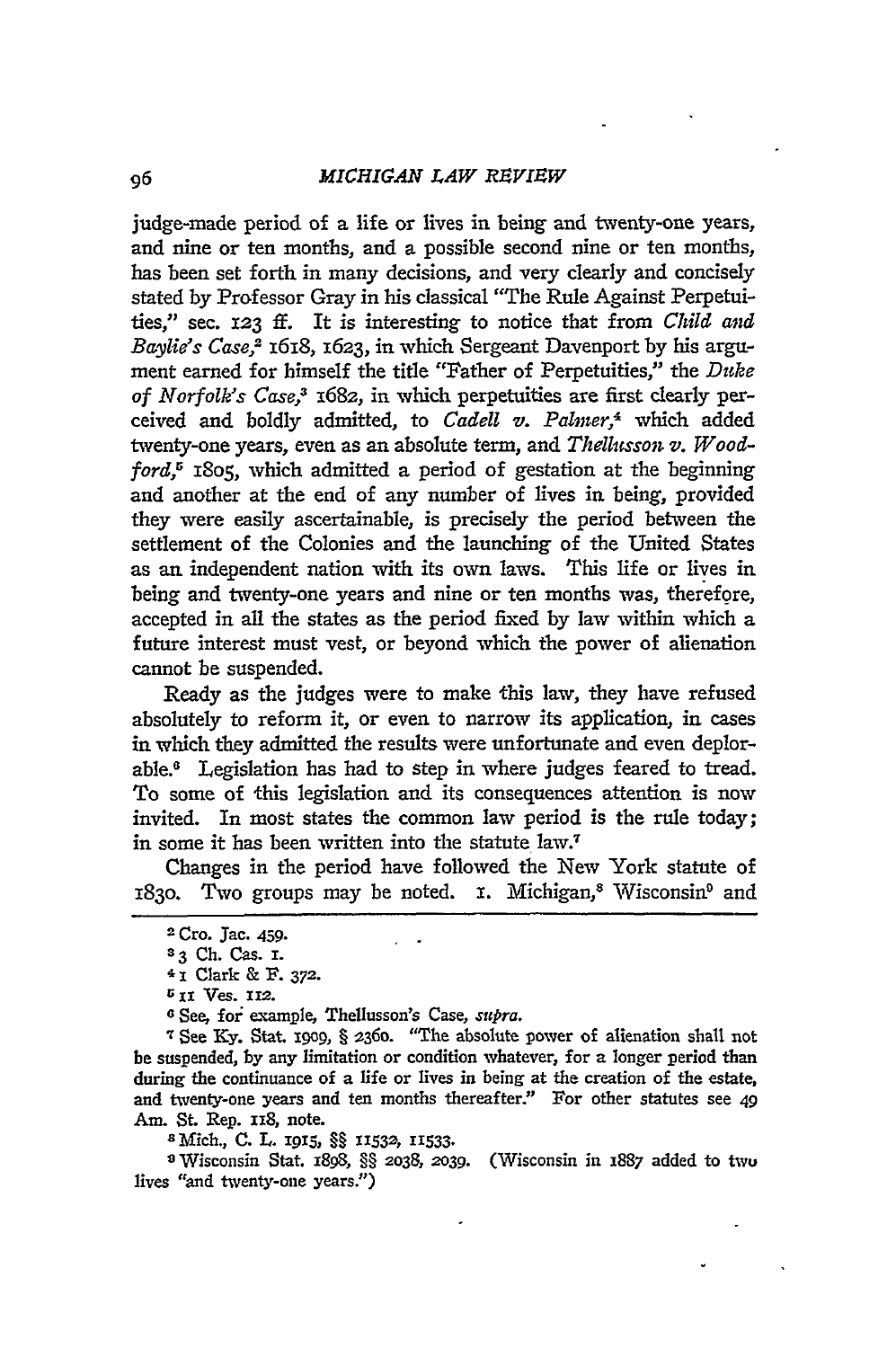judge-made period of a life or lives in being and twenty-one years, and nine or ten months, and a possible second nine or ten months, has been set forth in many decisions, and very clearly and concisely stated by Professor Gray in his classical "The Rule Against Perpetuities," sec. 123 ff. It is interesting to notice that from *Child and Baylie's Case*,[2] 1618, 1623, in which Sergeant Davenport by his argument earned for himself the title "Father of Perpetuities," the *Duke of Norfolk's Case*,[3] 1682, in which perpetuities are first clearly perceived and boldly admitted, to *Cadell v. Palmer*,[4] which added twenty-one years, even as an absolute term, and *Thellusson v. Woodford*,[5] 1805, which admitted a period of gestation at the beginning and another at the end of any number of lives in being, provided they were easily ascertainable, is precisely the period between the settlement of the Colonies and the launching of the United States as an independent nation with its own laws. This life or lives in being and twenty-one years and nine or ten months was, therefore, accepted in all the states as the period fixed by law within which a future interest must vest, or beyond which the power of alienation cannot be suspended.

Ready as the judges were to make this law, they have refused absolutely to reform it, or even to narrow its application, in cases in which they admitted the results were unfortunate and even deplorable.[6] Legislation has had to step in where judges feared to tread. To some of this legislation and its consequences attention is now invited. In most states the common law period is the rule today; in some it has been written into the statute law.[7]

Changes in the period have followed the New York statute of 1830. Two groups may be noted. 1. Michigan,[8] Wisconsin[9] and

---

[2] Cro. Jac. 459.

[3] 3 Ch. Cas. 1.

[4] 1 Clark & F. 372.

[5] 11 Ves. 112.

[6] See, for example, Thellusson's Case, *supra*.

[7] See Ky. Stat. 1909, § 2360. "The absolute power of alienation shall not be suspended, by any limitation or condition whatever, for a longer period than during the continuance of a life or lives in being at the creation of the estate, and twenty-one years and ten months thereafter." For other statutes see 49 Am. St. Rep. 118, note.

[8] Mich., C. L. 1915, §§ 11532, 11533.

[9] Wisconsin Stat. 1898, §§ 2038, 2039. (Wisconsin in 1887 added to two lives "and twenty-one years.")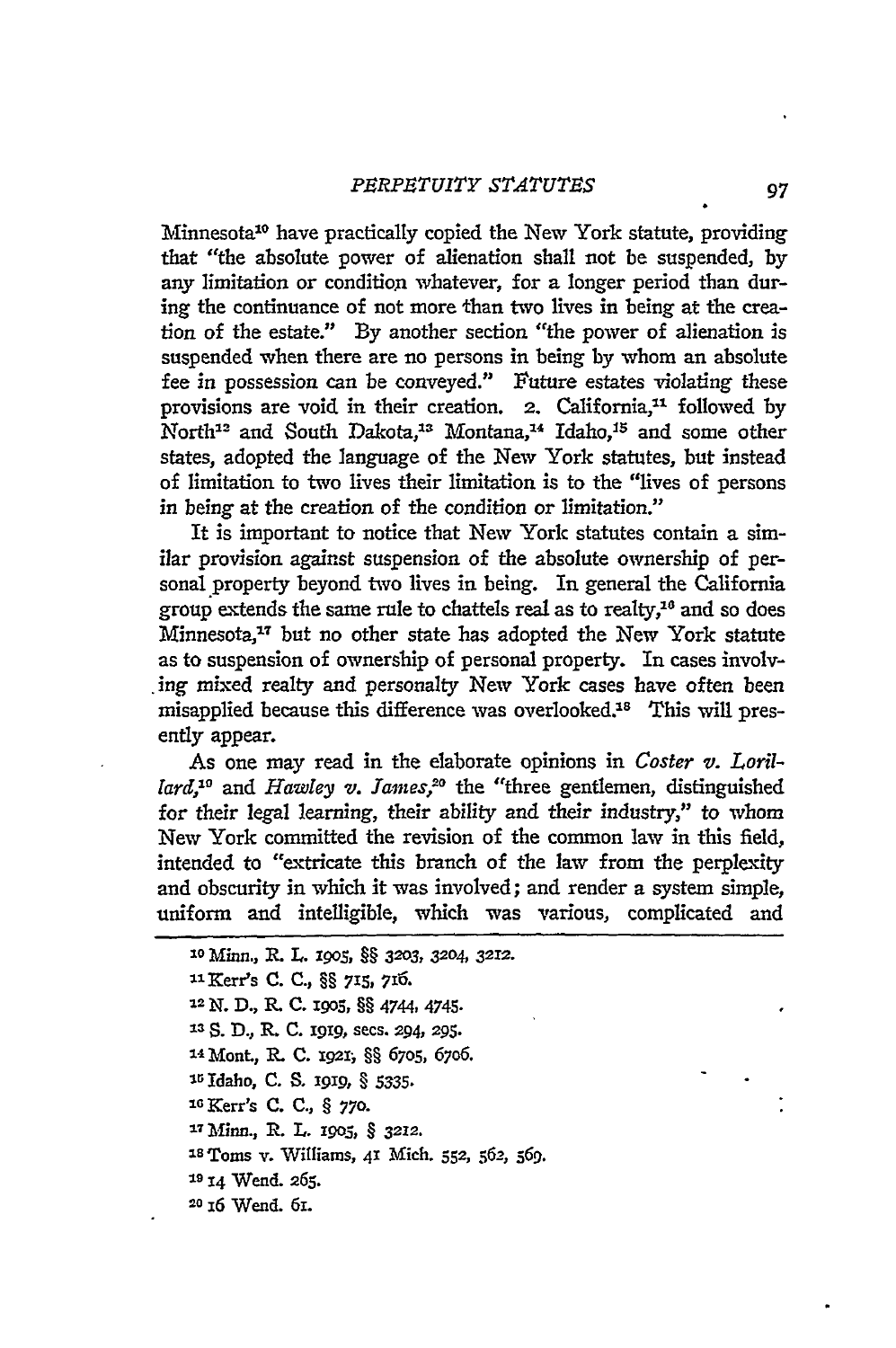Minnesota[10] have practically copied the New York statute, providing that "the absolute power of alienation shall not be suspended, by any limitation or condition whatever, for a longer period than during the continuance of not more than two lives in being at the creation of the estate." By another section "the power of alienation is suspended when there are no persons in being by whom an absolute fee in possession can be conveyed." Future estates violating these provisions are void in their creation. 2. California,[11] followed by North[12] and South Dakota,[13] Montana,[14] Idaho,[15] and some other states, adopted the language of the New York statutes, but instead of limitation to two lives their limitation is to the "lives of persons in being at the creation of the condition or limitation."

It is important to notice that New York statutes contain a similar provision against suspension of the absolute ownership of personal property beyond two lives in being. In general the California group extends the same rule to chattels real as to realty,[16] and so does Minnesota,[17] but no other state has adopted the New York statute as to suspension of ownership of personal property. In cases involving mixed realty and personalty New York cases have often been misapplied because this difference was overlooked.[18] This will presently appear.

As one may read in the elaborate opinions in *Coster v. Lorillard*,[19] and *Hawley v. James*,[20] the "three gentlemen, distinguished for their legal learning, their ability and their industry," to whom New York committed the revision of the common law in this field, intended to "extricate this branch of the law from the perplexity and obscurity in which it was involved; and render a system simple, uniform and intelligible, which was various, complicated and

---

[10] Minn., R. L. 1905, §§ 3203, 3204, 3212.

[11] Kerr's C. C., §§ 715, 716.

[12] N. D., R. C. 1905, §§ 4744, 4745.

[13] S. D., R. C. 1919, secs. 294, 295.

[14] Mont., R. C. 1921, §§ 6705, 6706.

[15] Idaho, C. S. 1919, § 5335.

[16] Kerr's C. C., § 770.

[17] Minn., R. L. 1905, § 3212.

[18] Toms v. Williams, 41 Mich. 552, 562, 569.

[19] 14 Wend. 265.

[20] 16 Wend. 61.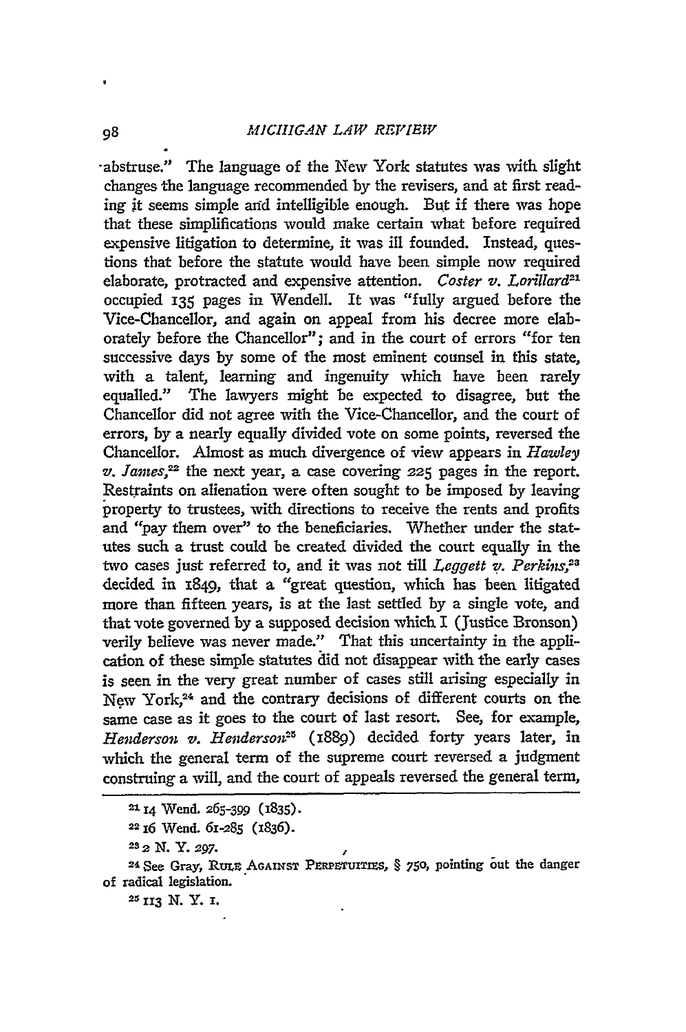-abstruse." The language of the New York statutes was with slight changes the language recommended by the revisers, and at first reading it seems simple and intelligible enough. But if there was hope that these simplifications would make certain what before required expensive litigation to determine, it was ill founded. Instead, questions that before the statute would have been simple now required elaborate, protracted and expensive attention. *Coster v. Lorillard*[21] occupied 135 pages in Wendell. It was "fully argued before the Vice-Chancellor, and again on appeal from his decree more elaborately before the Chancellor"; and in the court of errors "for ten successive days by some of the most eminent counsel in this state, with a talent, learning and ingenuity which have been rarely equalled." The lawyers might be expected to disagree, but the Chancellor did not agree with the Vice-Chancellor, and the court of errors, by a nearly equally divided vote on some points, reversed the Chancellor. Almost as much divergence of view appears in *Hawley v. James*,[22] the next year, a case covering 225 pages in the report. Restraints on alienation were often sought to be imposed by leaving property to trustees, with directions to receive the rents and profits and "pay them over" to the beneficiaries. Whether under the statutes such a trust could be created divided the court equally in the two cases just referred to, and it was not till *Leggett v. Perkins*,[23] decided in 1849, that a "great question, which has been litigated more than fifteen years, is at the last settled by a single vote, and that vote governed by a supposed decision which I (Justice Bronson) verily believe was never made." That this uncertainty in the application of these simple statutes did not disappear with the early cases is seen in the very great number of cases still arising especially in New York,[24] and the contrary decisions of different courts on the same case as it goes to the court of last resort. See, for example, *Henderson v. Henderson*[25] (1889) decided forty years later, in which the general term of the supreme court reversed a judgment construing a will, and the court of appeals reversed the general term,

[21] 14 Wend. 265-399 (1835).

[22] 16 Wend. 61-285 (1836).

[23] 2 N. Y. 297.

[24] See Gray, RULE AGAINST PERPETUITIES, § 750, pointing out the danger of radical legislation.

[25] 113 N. Y. 1.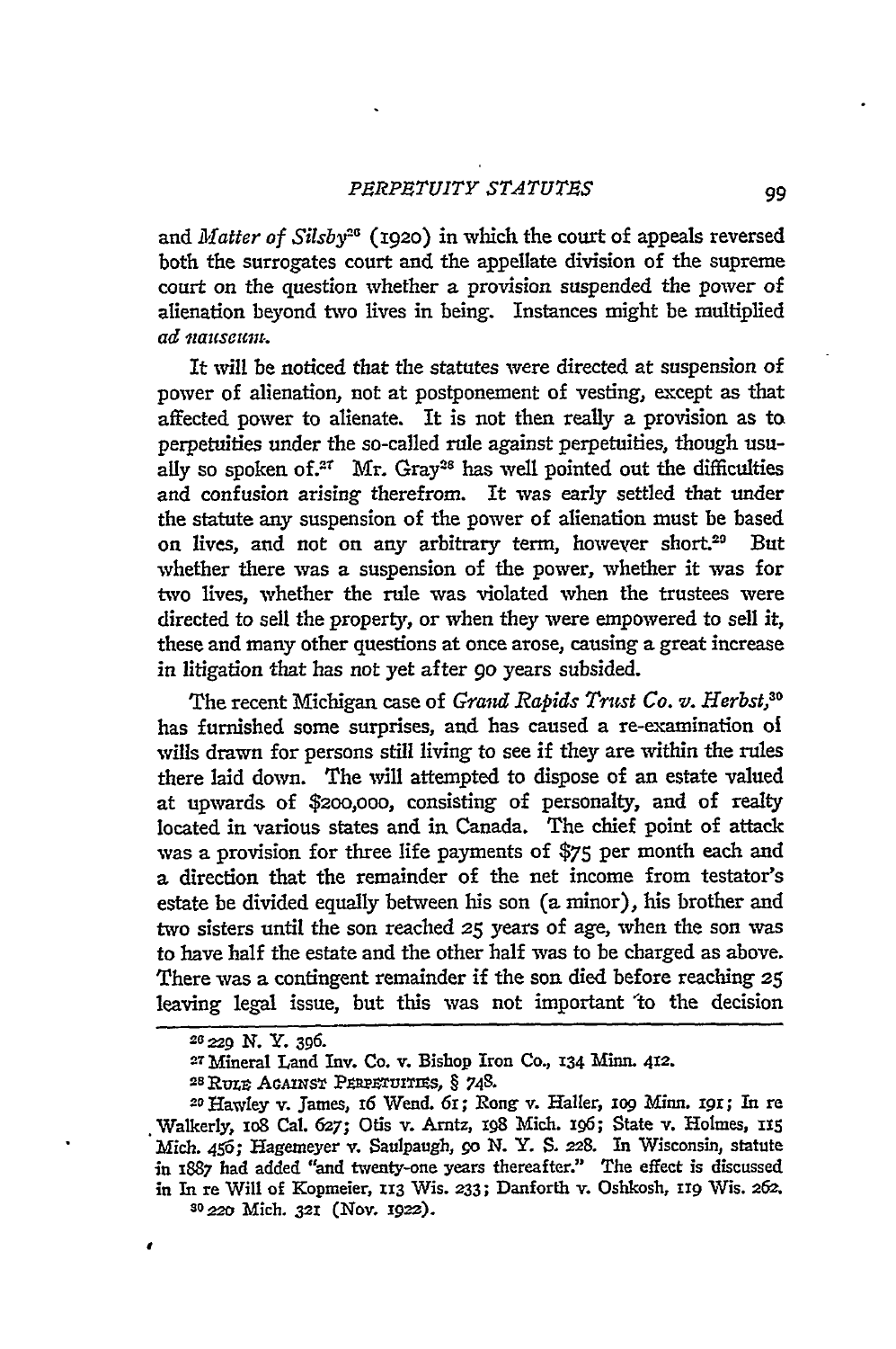and *Matter of Silsby*[26] (1920) in which the court of appeals reversed both the surrogates court and the appellate division of the supreme court on the question whether a provision suspended the power of alienation beyond two lives in being. Instances might be multiplied *ad nauseum.*

It will be noticed that the statutes were directed at suspension of power of alienation, not at postponement of vesting, except as that affected power to alienate. It is not then really a provision as to perpetuities under the so-called rule against perpetuities, though usually so spoken of.[27] Mr. Gray[28] has well pointed out the difficulties and confusion arising therefrom. It was early settled that under the statute any suspension of the power of alienation must be based on lives, and not on any arbitrary term, however short.[29] But whether there was a suspension of the power, whether it was for two lives, whether the rule was violated when the trustees were directed to sell the property, or when they were empowered to sell it, these and many other questions at once arose, causing a great increase in litigation that has not yet after 90 years subsided.

The recent Michigan case of *Grand Rapids Trust Co. v. Herbst,*[30] has furnished some surprises, and has caused a re-examination of wills drawn for persons still living to see if they are within the rules there laid down. The will attempted to dispose of an estate valued at upwards of $200,000, consisting of personalty, and of realty located in various states and in Canada. The chief point of attack was a provision for three life payments of $75 per month each and a direction that the remainder of the net income from testator's estate be divided equally between his son (a minor), his brother and two sisters until the son reached 25 years of age, when the son was to have half the estate and the other half was to be charged as above. There was a contingent remainder if the son died before reaching 25 leaving legal issue, but this was not important to the decision

---

[26] 229 N. Y. 396.

[27] Mineral Land Inv. Co. v. Bishop Iron Co., 134 Minn. 412.

[28] RULE AGAINST PERPETUITIES, § 748.

[29] Hawley v. James, 16 Wend. 61; Rong v. Haller, 109 Minn. 191; In re Walkerly, 108 Cal. 627; Otis v. Arntz, 198 Mich. 196; State v. Holmes, 115 Mich. 456; Hagemeyer v. Saulpaugh, 90 N. Y. S. 228. In Wisconsin, statute in 1887 had added "and twenty-one years thereafter." The effect is discussed in In re Will of Kopmeier, 113 Wis. 233; Danforth v. Oshkosh, 119 Wis. 262.

[30] 220 Mich. 321 (Nov. 1922).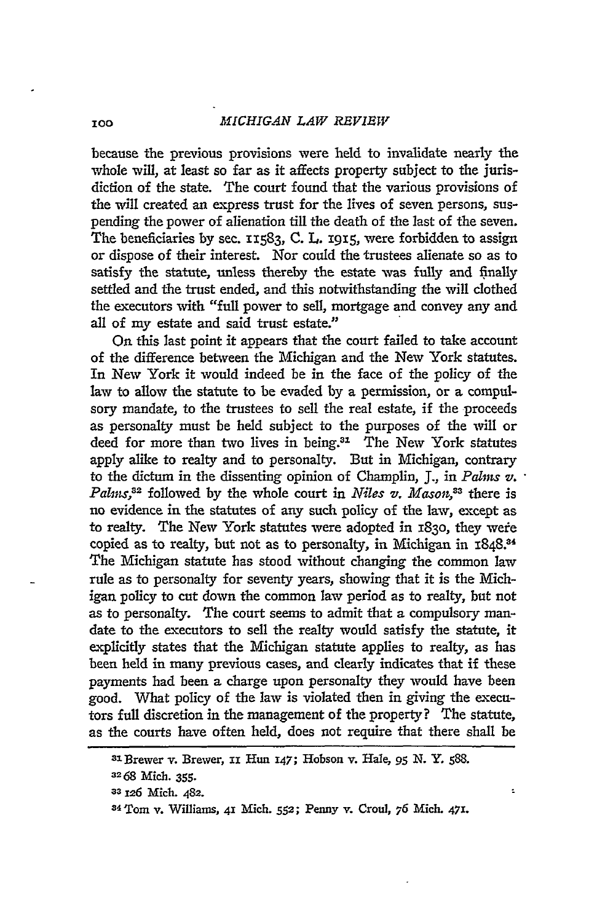because the previous provisions were held to invalidate nearly the whole will, at least so far as it affects property subject to the jurisdiction of the state. The court found that the various provisions of the will created an express trust for the lives of seven persons, suspending the power of alienation till the death of the last of the seven. The beneficiaries by sec. 11583, C. L. 1915, were forbidden to assign or dispose of their interest. Nor could the trustees alienate so as to satisfy the statute, unless thereby the estate was fully and finally settled and the trust ended, and this notwithstanding the will clothed the executors with "full power to sell, mortgage and convey any and all of my estate and said trust estate."

On this last point it appears that the court failed to take account of the difference between the Michigan and the New York statutes. In New York it would indeed be in the face of the policy of the law to allow the statute to be evaded by a permission, or a compulsory mandate, to the trustees to sell the real estate, if the proceeds as personalty must be held subject to the purposes of the will or deed for more than two lives in being.[31] The New York statutes apply alike to realty and to personalty. But in Michigan, contrary to the dictum in the dissenting opinion of Champlin, J., in *Palms v. Palms*,[32] followed by the whole court in *Niles v. Mason*,[33] there is no evidence in the statutes of any such policy of the law, except as to realty. The New York statutes were adopted in 1830, they were copied as to realty, but not as to personalty, in Michigan in 1848.[34] The Michigan statute has stood without changing the common law rule as to personalty for seventy years, showing that it is the Michigan policy to cut down the common law period as to realty, but not as to personalty. The court seems to admit that a compulsory mandate to the executors to sell the realty would satisfy the statute, it explicitly states that the Michigan statute applies to realty, as has been held in many previous cases, and clearly indicates that if these payments had been a charge upon personalty they would have been good. What policy of the law is violated then in giving the executors full discretion in the management of the property? The statute, as the courts have often held, does not require that there shall be

---

[31] Brewer v. Brewer, 11 Hun 147; Hobson v. Hale, 95 N. Y. 588.

[32] 68 Mich. 355.

[33] 126 Mich. 482.

[34] Tom v. Williams, 41 Mich. 552; Penny v. Croul, 76 Mich. 471.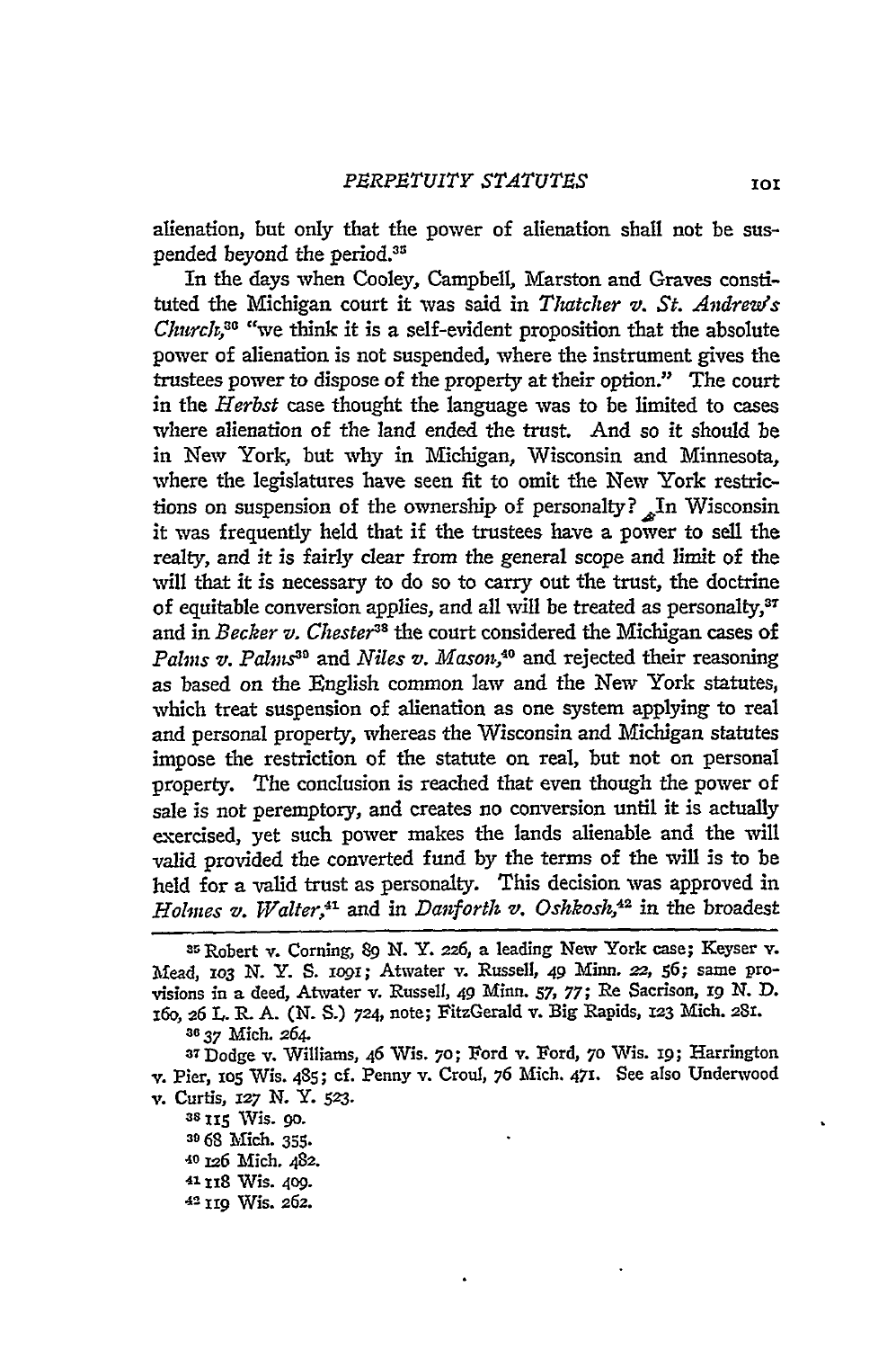alienation, but only that the power of alienation shall not be suspended beyond the period.[35]

In the days when Cooley, Campbell, Marston and Graves constituted the Michigan court it was said in *Thatcher v. St. Andrew's Church*,[36] "we think it is a self-evident proposition that the absolute power of alienation is not suspended, where the instrument gives the trustees power to dispose of the property at their option." The court in the *Herbst* case thought the language was to be limited to cases where alienation of the land ended the trust. And so it should be in New York, but why in Michigan, Wisconsin and Minnesota, where the legislatures have seen fit to omit the New York restrictions on suspension of the ownership of personalty? In Wisconsin it was frequently held that if the trustees have a power to sell the realty, and it is fairly clear from the general scope and limit of the will that it is necessary to do so to carry out the trust, the doctrine of equitable conversion applies, and all will be treated as personalty,[37] and in *Becker v. Chester*[38] the court considered the Michigan cases of *Palms v. Palms*[39] and *Niles v. Mason*,[40] and rejected their reasoning as based on the English common law and the New York statutes, which treat suspension of alienation as one system applying to real and personal property, whereas the Wisconsin and Michigan statutes impose the restriction of the statute on real, but not on personal property. The conclusion is reached that even though the power of sale is not peremptory, and creates no conversion until it is actually exercised, yet such power makes the lands alienable and the will valid provided the converted fund by the terms of the will is to be held for a valid trust as personalty. This decision was approved in *Holmes v. Walter*,[41] and in *Danforth v. Oshkosh*,[42] in the broadest

---

[35] Robert v. Corning, 89 N. Y. 226, a leading New York case; Keyser v. Mead, 103 N. Y. S. 1091; Atwater v. Russell, 49 Minn. 22, 56; same provisions in a deed, Atwater v. Russell, 49 Minn. 57, 77; Re Sacrison, 19 N. D. 160, 26 L. R. A. (N. S.) 724, note; FitzGerald v. Big Rapids, 123 Mich. 281.

[36] 37 Mich. 264.

[37] Dodge v. Williams, 46 Wis. 70; Ford v. Ford, 70 Wis. 19; Harrington v. Pier, 105 Wis. 485; cf. Penny v. Croul, 76 Mich. 471. See also Underwood v. Curtis, 127 N. Y. 523.

[38] 115 Wis. 90.

[39] 68 Mich. 355.

[40] 126 Mich. 482.

[41] 118 Wis. 409.

[42] 119 Wis. 262.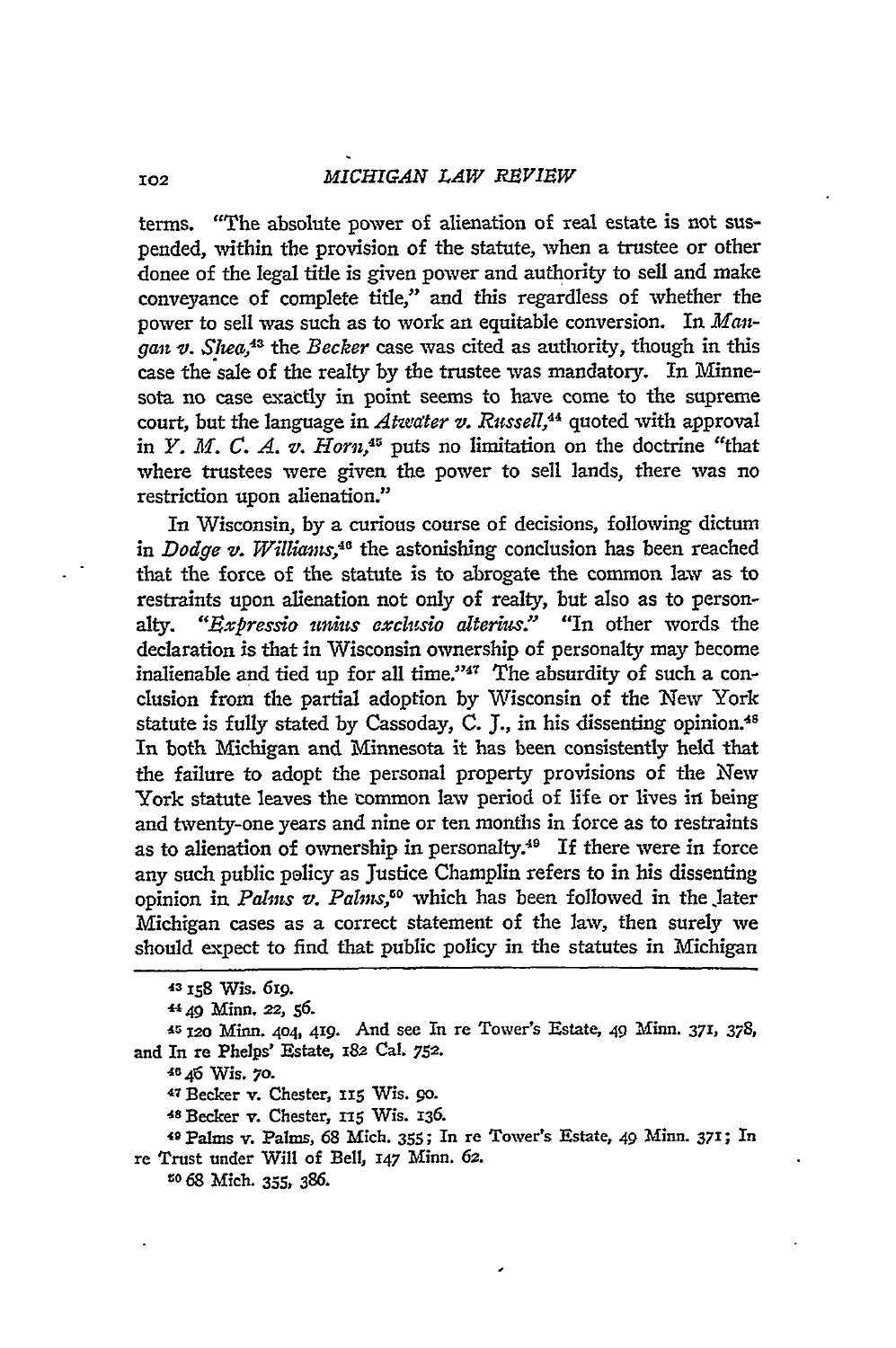terms. "The absolute power of alienation of real estate is not suspended, within the provision of the statute, when a trustee or other donee of the legal title is given power and authority to sell and make conveyance of complete title," and this regardless of whether the power to sell was such as to work an equitable conversion. In *Mangan v. Shea*,[43] the *Becker* case was cited as authority, though in this case the sale of the realty by the trustee was mandatory. In Minnesota no case exactly in point seems to have come to the supreme court, but the language in *Atwater v. Russell*,[44] quoted with approval in *Y. M. C. A. v. Horn*,[45] puts no limitation on the doctrine "that where trustees were given the power to sell lands, there was no restriction upon alienation."

In Wisconsin, by a curious course of decisions, following dictum in *Dodge v. Williams*,[46] the astonishing conclusion has been reached that the force of the statute is to abrogate the common law as to restraints upon alienation not only of realty, but also as to personalty. *"Expressio unius exclusio alterius."* "In other words the declaration is that in Wisconsin ownership of personalty may become inalienable and tied up for all time."[47] The absurdity of such a conclusion from the partial adoption by Wisconsin of the New York statute is fully stated by Cassoday, C. J., in his dissenting opinion.[48] In both Michigan and Minnesota it has been consistently held that the failure to adopt the personal property provisions of the New York statute leaves the common law period of life or lives in being and twenty-one years and nine or ten months in force as to restraints as to alienation of ownership in personalty.[49] If there were in force any such public policy as Justice Champlin refers to in his dissenting opinion in *Palms v. Palms*,[50] which has been followed in the later Michigan cases as a correct statement of the law, then surely we should expect to find that public policy in the statutes in Michigan

---

[43] 158 Wis. 619.

[44] 49 Minn. 22, 56.

[45] 120 Minn. 404, 419. And see In re Tower's Estate, 49 Minn. 371, 378, and In re Phelps' Estate, 182 Cal. 752.

[46] 46 Wis. 70.

[47] Becker v. Chester, 115 Wis. 90.

[48] Becker v. Chester, 115 Wis. 136.

[49] Palms v. Palms, 68 Mich. 355; In re Tower's Estate, 49 Minn. 371; In re Trust under Will of Bell, 147 Minn. 62.

[50] 68 Mich. 355, 386.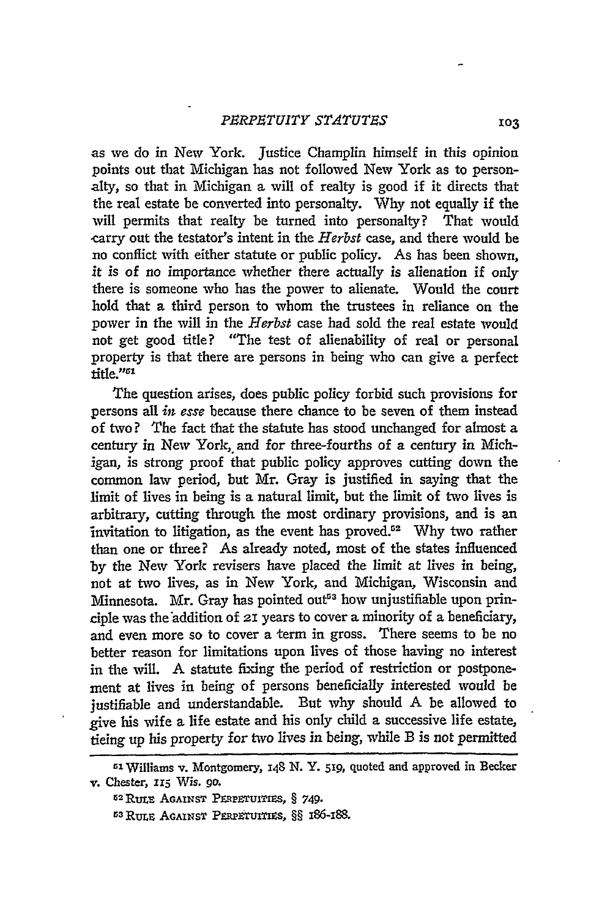as we do in New York. Justice Champlin himself in this opinion points out that Michigan has not followed New York as to personalty, so that in Michigan a will of realty is good if it directs that the real estate be converted into personalty. Why not equally if the will permits that realty be turned into personalty? That would carry out the testator's intent in the *Herbst* case, and there would be no conflict with either statute or public policy. As has been shown, *it is of no importance whether there actually is alienation if only there is someone who has the power to alienate.* Would the court hold that a third person to whom the trustees in reliance on the power in the will in the *Herbst* case had sold the real estate would not get good title? "The test of alienability of real or personal property is that there are persons in being who can give a perfect title."[61]

The question arises, does public policy forbid such provisions for persons all *in esse* because there chance to be seven of them instead of two? The fact that the statute has stood unchanged for almost a century in New York, and for three-fourths of a century in Michigan, is strong proof that public policy approves cutting down the common law period, but Mr. Gray is justified in saying that the limit of lives in being is a natural limit, but the limit of two lives is arbitrary, cutting through the most ordinary provisions, and is an invitation to litigation, as the event has proved.[62] Why two rather than one or three? As already noted, most of the states influenced by the New York revisers have placed the limit at lives in being, not at two lives, as in New York, and Michigan, Wisconsin and Minnesota. Mr. Gray has pointed out[63] how unjustifiable upon principle was the addition of 21 years to cover a minority of a beneficiary, and even more so to cover a term in gross. There seems to be no better reason for limitations upon lives of those having no interest in the will. A statute fixing the period of restriction or postponement at lives in being of persons beneficially interested would be justifiable and understandable. But why should A be allowed to give his wife a life estate and his only child a successive life estate, tieing up his property for two lives in being, while B is not permitted

---

[61] Williams v. Montgomery, 148 N. Y. 519, quoted and approved in Becker v. Chester, 115 Wis. 90.

[62] RULE AGAINST PERPETUITIES, § 749.

[63] RULE AGAINST PERPETUITIES, §§ 186-188.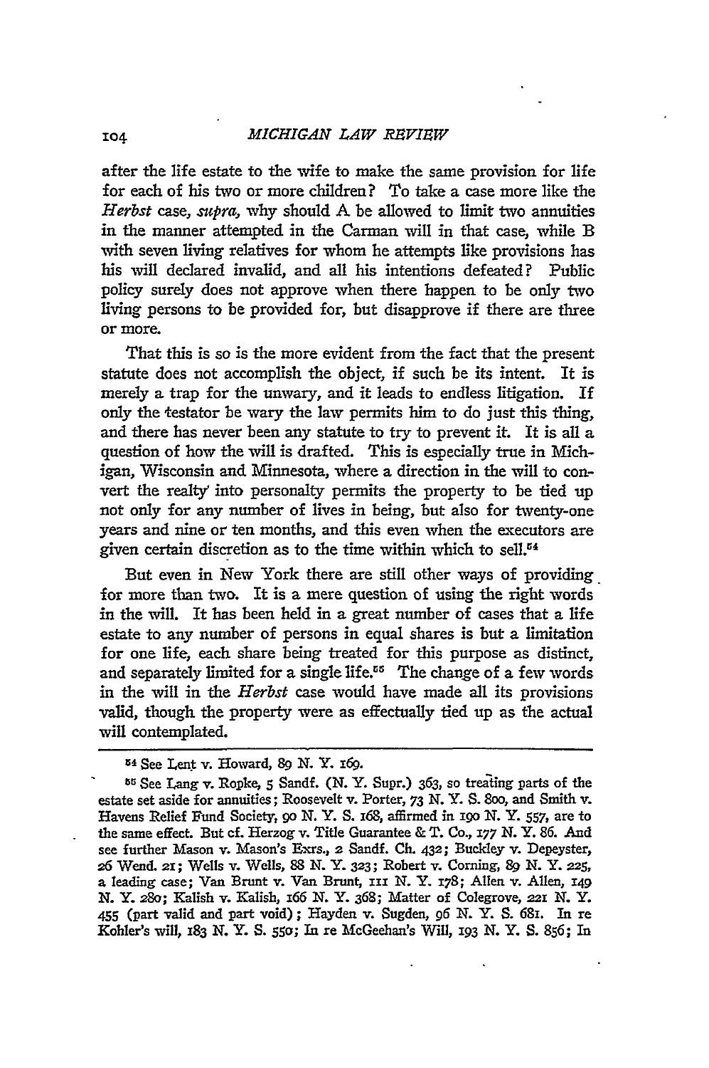after the life estate to the wife to make the same provision for life for each of his two or more children? To take a case more like the *Herbst* case, *supra*, why should A be allowed to limit two annuities in the manner attempted in the Carman will in that case, while B with seven living relatives for whom he attempts like provisions has his will declared invalid, and all his intentions defeated? Public policy surely does not approve when there happen to be only two living persons to be provided for, but disapprove if there are three or more.

That this is so is the more evident from the fact that the present statute does not accomplish the object, if such be its intent. It is merely a trap for the unwary, and it leads to endless litigation. If only the testator be wary the law permits him to do just this thing, and there has never been any statute to try to prevent it. It is all a question of how the will is drafted. This is especially true in Michigan, Wisconsin and Minnesota, where a direction in the will to convert the realty into personalty permits the property to be tied up not only for any number of lives in being, but also for twenty-one years and nine or ten months, and this even when the executors are given certain discretion as to the time within which to sell.[54]

But even in New York there are still other ways of providing for more than two. It is a mere question of using the right words in the will. It has been held in a great number of cases that a life estate to any number of persons in equal shares is but a limitation for one life, each share being treated for this purpose as distinct, and separately limited for a single life.[55] The change of a few words in the will in the *Herbst* case would have made all its provisions valid, though the property were as effectually tied up as the actual will contemplated.

---

[54] See Lent v. Howard, 89 N. Y. 169.

[55] See Lang v. Ropke, 5 Sandf. (N. Y. Supr.) 363, so treating parts of the estate set aside for annuities; Roosevelt v. Porter, 73 N. Y. S. 800, and Smith v. Havens Relief Fund Society, 90 N. Y. S. 168, affirmed in 190 N. Y. 557, are to the same effect. But cf. Herzog v. Title Guarantee & T. Co., 177 N. Y. 86. And see further Mason v. Mason's Exrs., 2 Sandf. Ch. 432; Buckley v. Depeyster, 26 Wend. 21; Wells v. Wells, 88 N. Y. 323; Robert v. Corning, 89 N. Y. 225, a leading case; Van Brunt v. Van Brunt, 111 N. Y. 178; Allen v. Allen, 149 N. Y. 280; Kalish v. Kalish, 166 N. Y. 368; Matter of Colegrove, 221 N. Y. 455 (part valid and part void); Hayden v. Sugden, 96 N. Y. S. 681. In re Kohler's will, 183 N. Y. S. 550; In re McGeehan's Will, 193 N. Y. S. 856; In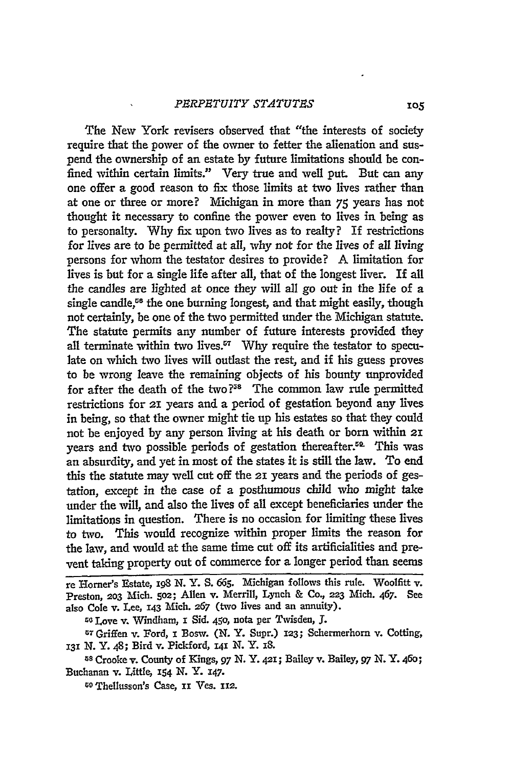The New York revisers observed that "the interests of society require that the power of the owner to fetter the alienation and suspend the ownership of an estate by future limitations should be confined within certain limits." Very true and well put. But can any one offer a good reason to fix those limits at two lives rather than at one or three or more? Michigan in more than 75 years has not thought it necessary to confine the power even to lives in being as to personalty. Why fix upon two lives as to realty? If restrictions for lives are to be permitted at all, why not for the lives of all living persons for whom the testator desires to provide? A limitation for lives is but for a single life after all, that of the longest liver. If all the candles are lighted at once they will all go out in the life of a single candle,[56] the one burning longest, and that might easily, though not certainly, be one of the two permitted under the Michigan statute. The statute permits any number of future interests provided they all terminate within two lives.[57] Why require the testator to speculate on which two lives will outlast the rest, and if his guess proves to be wrong leave the remaining objects of his bounty unprovided for after the death of the two?[58] The common law rule permitted restrictions for 21 years and a period of gestation beyond any lives in being, so that the owner might tie up his estates so that they could not be enjoyed by any person living at his death or born within 21 years and two possible periods of gestation thereafter.[59] This was an absurdity, and yet in most of the states it is still the law. To end this the statute may well cut off the 21 years and the periods of gestation, except in the case of a posthumous child who might take under the will, and also the lives of all except beneficiaries under the limitations in question. There is no occasion for limiting these lives to two. This would recognize within proper limits the reason for the law, and would at the same time cut off its artificialities and prevent taking property out of commerce for a longer period than seems

---

re Horner's Estate, 198 N. Y. S. 665. Michigan follows this rule. Woolfitt v. Preston, 203 Mich. 502; Allen v. Merrill, Lynch & Co., 223 Mich. 467. See also Cole v. Lee, 143 Mich. 267 (two lives and an annuity).

[56] Love v. Windham, 1 Sid. 450, nota per Twisden, J.

[57] Griffen v. Ford, 1 Bosw. (N. Y. Supr.) 123; Schermerhorn v. Cotting, 131 N. Y. 48; Bird v. Pickford, 141 N. Y. 18.

[58] Crooke v. County of Kings, 97 N. Y. 421; Bailey v. Bailey, 97 N. Y. 460; Buchanan v. Little, 154 N. Y. 147.

[59] Thellusson's Case, 11 Ves. 112.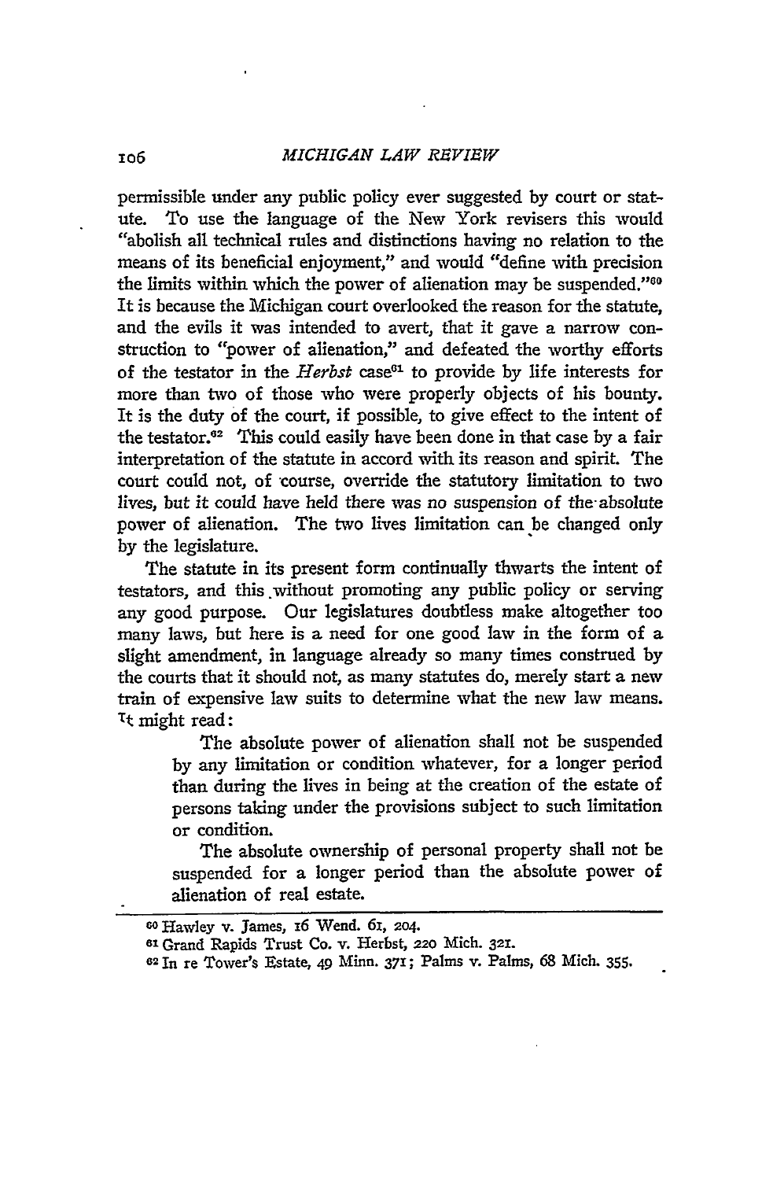permissible under any public policy ever suggested by court or statute. To use the language of the New York revisers this would "abolish all technical rules and distinctions having no relation to the means of its beneficial enjoyment," and would "define with precision the limits within which the power of alienation may be suspended."[60] It is because the Michigan court overlooked the reason for the statute, and the evils it was intended to avert, that it gave a narrow construction to "power of alienation," and defeated the worthy efforts of the testator in the *Herbst* case[61] to provide by life interests for more than two of those who were properly objects of his bounty. It is the duty of the court, if possible, to give effect to the intent of the testator.[62] This could easily have been done in that case by a fair interpretation of the statute in accord with its reason and spirit. The court could not, of course, override the statutory limitation to two lives, but it could have held there was no suspension of the absolute power of alienation. The two lives limitation can be changed only by the legislature.

The statute in its present form continually thwarts the intent of testators, and this without promoting any public policy or serving any good purpose. Our legislatures doubtless make altogether too many laws, but here is a need for one good law in the form of a slight amendment, in language already so many times construed by the courts that it should not, as many statutes do, merely start a new train of expensive law suits to determine what the new law means. It might read:

> The absolute power of alienation shall not be suspended by any limitation or condition whatever, for a longer period than during the lives in being at the creation of the estate of persons taking under the provisions subject to such limitation or condition.
>
> The absolute ownership of personal property shall not be suspended for a longer period than the absolute power of alienation of real estate.

---

[60] Hawley v. James, 16 Wend. 61, 204.

[61] Grand Rapids Trust Co. v. Herbst, 220 Mich. 321.

[62] In re Tower's Estate, 49 Minn. 371; Palms v. Palms, 68 Mich. 355.